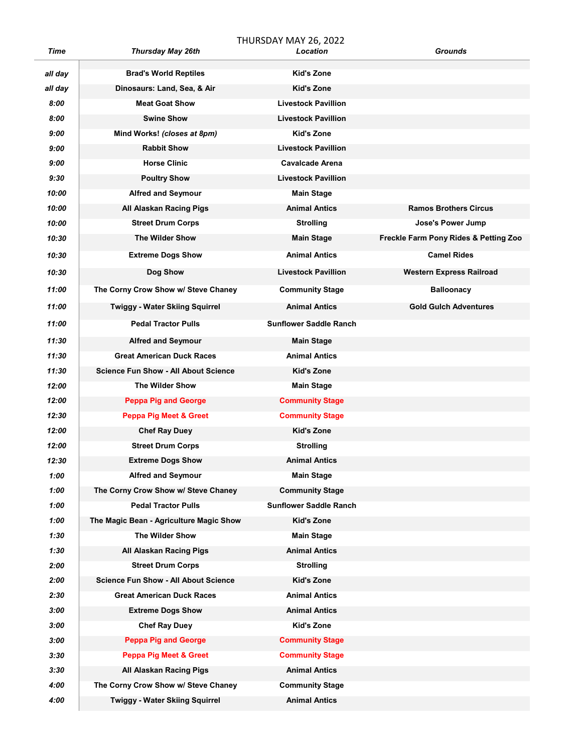# THURSDAY MAY 26, 2022

| *Time* | *Thursday May 26th* | *Location* | *Grounds* |
|---|---|---|---|
| *all day* | **Brad's World Reptiles** | **Kid's Zone** | |
| *all day* | **Dinosaurs: Land, Sea, & Air** | **Kid's Zone** | |
| *8:00* | **Meat Goat Show** | **Livestock Pavillion** | |
| *8:00* | **Swine Show** | **Livestock Pavillion** | |
| *9:00* | **Mind Works! *(closes at 8pm)*** | **Kid's Zone** | |
| *9:00* | **Rabbit Show** | **Livestock Pavillion** | |
| *9:00* | **Horse Clinic** | **Cavalcade Arena** | |
| *9:30* | **Poultry Show** | **Livestock Pavillion** | |
| *10:00* | **Alfred and Seymour** | **Main Stage** | |
| *10:00* | **All Alaskan Racing Pigs** | **Animal Antics** | **Ramos Brothers Circus** |
| *10:00* | **Street Drum Corps** | **Strolling** | **Jose's Power Jump** |
| *10:30* | **The Wilder Show** | **Main Stage** | **Freckle Farm Pony Rides & Petting Zoo** |
| *10:30* | **Extreme Dogs Show** | **Animal Antics** | **Camel Rides** |
| *10:30* | **Dog Show** | **Livestock Pavillion** | **Western Express Railroad** |
| *11:00* | **The Corny Crow Show w/ Steve Chaney** | **Community Stage** | **Balloonacy** |
| *11:00* | **Twiggy - Water Skiing Squirrel** | **Animal Antics** | **Gold Gulch Adventures** |
| *11:00* | **Pedal Tractor Pulls** | **Sunflower Saddle Ranch** | |
| *11:30* | **Alfred and Seymour** | **Main Stage** | |
| *11:30* | **Great American Duck Races** | **Animal Antics** | |
| *11:30* | **Science Fun Show - All About Science** | **Kid's Zone** | |
| *12:00* | **The Wilder Show** | **Main Stage** | |
| *12:00* | **Peppa Pig and George** | **Community Stage** | |
| *12:30* | **Peppa Pig Meet & Greet** | **Community Stage** | |
| *12:00* | **Chef Ray Duey** | **Kid's Zone** | |
| *12:00* | **Street Drum Corps** | **Strolling** | |
| *12:30* | **Extreme Dogs Show** | **Animal Antics** | |
| *1:00* | **Alfred and Seymour** | **Main Stage** | |
| *1:00* | **The Corny Crow Show w/ Steve Chaney** | **Community Stage** | |
| *1:00* | **Pedal Tractor Pulls** | **Sunflower Saddle Ranch** | |
| *1:00* | **The Magic Bean - Agriculture Magic Show** | **Kid's Zone** | |
| *1:30* | **The Wilder Show** | **Main Stage** | |
| *1:30* | **All Alaskan Racing Pigs** | **Animal Antics** | |
| *2:00* | **Street Drum Corps** | **Strolling** | |
| *2:00* | **Science Fun Show - All About Science** | **Kid's Zone** | |
| *2:30* | **Great American Duck Races** | **Animal Antics** | |
| *3:00* | **Extreme Dogs Show** | **Animal Antics** | |
| *3:00* | **Chef Ray Duey** | **Kid's Zone** | |
| *3:00* | **Peppa Pig and George** | **Community Stage** | |
| *3:30* | **Peppa Pig Meet & Greet** | **Community Stage** | |
| *3:30* | **All Alaskan Racing Pigs** | **Animal Antics** | |
| *4:00* | **The Corny Crow Show w/ Steve Chaney** | **Community Stage** | |
| *4:00* | **Twiggy - Water Skiing Squirrel** | **Animal Antics** | |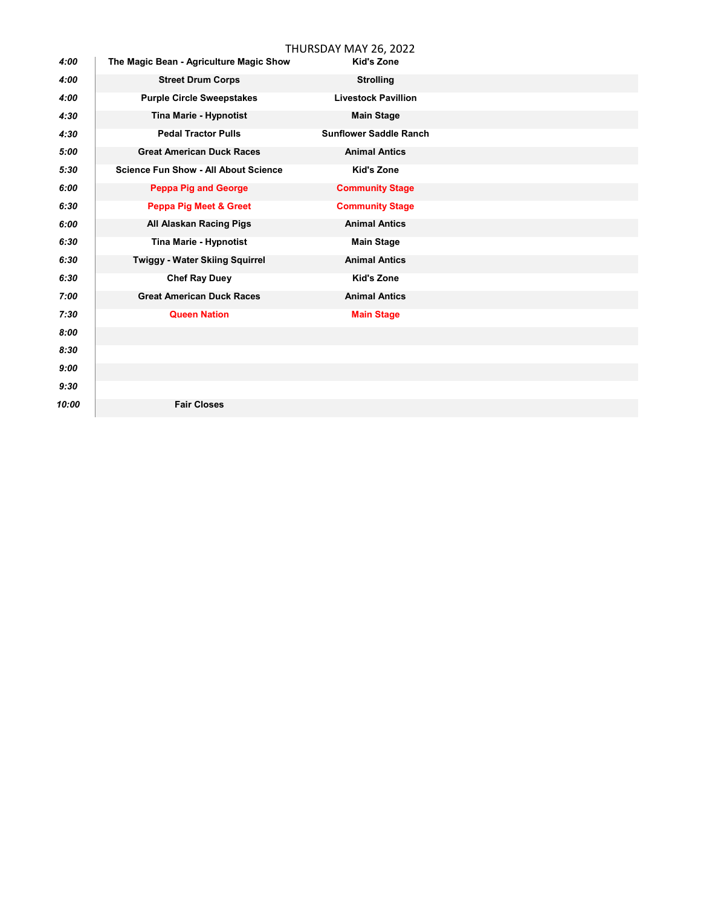# THURSDAY MAY 26, 2022

| | | |
|---|---|---|
| *4:00* | **The Magic Bean - Agriculture Magic Show** | **Kid's Zone** |
| *4:00* | **Street Drum Corps** | **Strolling** |
| *4:00* | **Purple Circle Sweepstakes** | **Livestock Pavillion** |
| *4:30* | **Tina Marie - Hypnotist** | **Main Stage** |
| *4:30* | **Pedal Tractor Pulls** | **Sunflower Saddle Ranch** |
| *5:00* | **Great American Duck Races** | **Animal Antics** |
| *5:30* | **Science Fun Show - All About Science** | **Kid's Zone** |
| *6:00* | **Peppa Pig and George** | **Community Stage** |
| *6:30* | **Peppa Pig Meet & Greet** | **Community Stage** |
| *6:00* | **All Alaskan Racing Pigs** | **Animal Antics** |
| *6:30* | **Tina Marie - Hypnotist** | **Main Stage** |
| *6:30* | **Twiggy - Water Skiing Squirrel** | **Animal Antics** |
| *6:30* | **Chef Ray Duey** | **Kid's Zone** |
| *7:00* | **Great American Duck Races** | **Animal Antics** |
| *7:30* | **Queen Nation** | **Main Stage** |
| *8:00* | | |
| *8:30* | | |
| *9:00* | | |
| *9:30* | | |
| *10:00* | **Fair Closes** | |